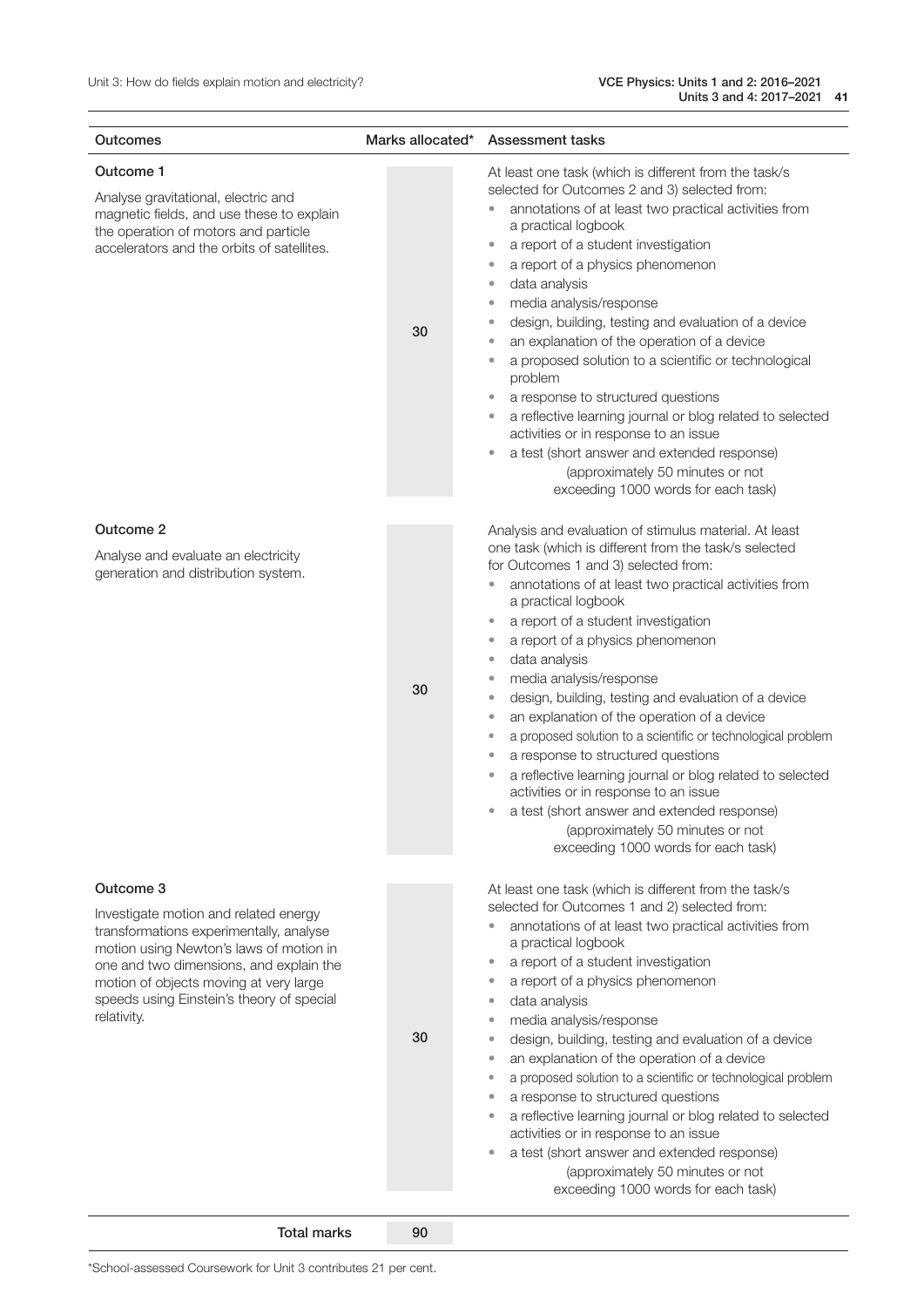| Outcomes | Marks allocated* | Assessment tasks |
|---|---|---|
| **Outcome 1**<br>Analyse gravitational, electric and magnetic fields, and use these to explain the operation of motors and particle accelerators and the orbits of satellites. | 30 | At least one task (which is different from the task/s selected for Outcomes 2 and 3) selected from:<br>• annotations of at least two practical activities from a practical logbook<br>• a report of a student investigation<br>• a report of a physics phenomenon<br>• data analysis<br>• media analysis/response<br>• design, building, testing and evaluation of a device<br>• an explanation of the operation of a device<br>• a proposed solution to a scientific or technological problem<br>• a response to structured questions<br>• a reflective learning journal or blog related to selected activities or in response to an issue<br>• a test (short answer and extended response)<br>(approximately 50 minutes or not exceeding 1000 words for each task) |
| **Outcome 2**<br>Analyse and evaluate an electricity generation and distribution system. | 30 | Analysis and evaluation of stimulus material. At least one task (which is different from the task/s selected for Outcomes 1 and 3) selected from:<br>• annotations of at least two practical activities from a practical logbook<br>• a report of a student investigation<br>• a report of a physics phenomenon<br>• data analysis<br>• media analysis/response<br>• design, building, testing and evaluation of a device<br>• an explanation of the operation of a device<br>• a proposed solution to a scientific or technological problem<br>• a response to structured questions<br>• a reflective learning journal or blog related to selected activities or in response to an issue<br>• a test (short answer and extended response)<br>(approximately 50 minutes or not exceeding 1000 words for each task) |
| **Outcome 3**<br>Investigate motion and related energy transformations experimentally, analyse motion using Newton's laws of motion in one and two dimensions, and explain the motion of objects moving at very large speeds using Einstein's theory of special relativity. | 30 | At least one task (which is different from the task/s selected for Outcomes 1 and 2) selected from:<br>• annotations of at least two practical activities from a practical logbook<br>• a report of a student investigation<br>• a report of a physics phenomenon<br>• data analysis<br>• media analysis/response<br>• design, building, testing and evaluation of a device<br>• an explanation of the operation of a device<br>• a proposed solution to a scientific or technological problem<br>• a response to structured questions<br>• a reflective learning journal or blog related to selected activities or in response to an issue<br>• a test (short answer and extended response)<br>(approximately 50 minutes or not exceeding 1000 words for each task) |
| **Total marks** | **90** | |

*School-assessed Coursework for Unit 3 contributes 21 per cent.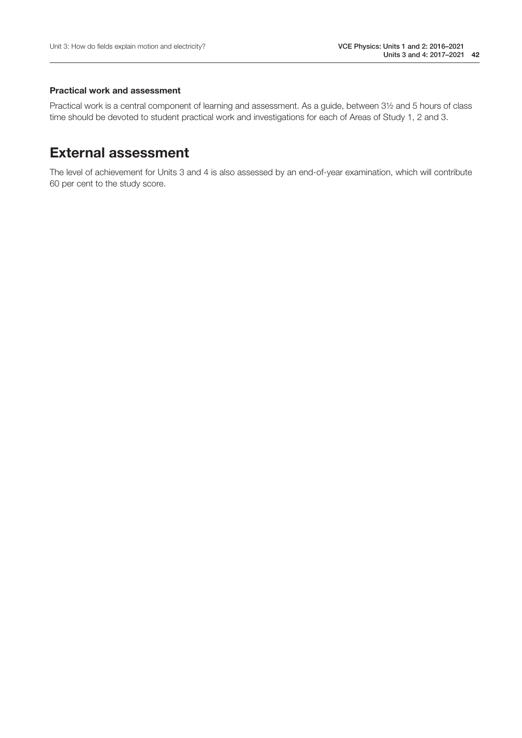**Practical work and assessment**

Practical work is a central component of learning and assessment. As a guide, between 3½ and 5 hours of class time should be devoted to student practical work and investigations for each of Areas of Study 1, 2 and 3.

## External assessment

The level of achievement for Units 3 and 4 is also assessed by an end-of-year examination, which will contribute 60 per cent to the study score.